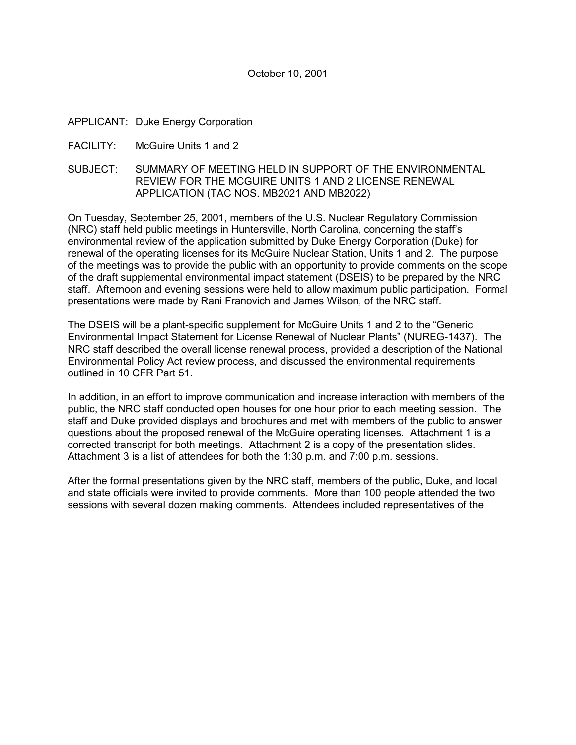October 10, 2001

APPLICANT: Duke Energy Corporation

FACILITY: McGuire Units 1 and 2

SUBJECT: SUMMARY OF MEETING HELD IN SUPPORT OF THE ENVIRONMENTAL REVIEW FOR THE MCGUIRE UNITS 1 AND 2 LICENSE RENEWAL APPLICATION (TAC NOS. MB2021 AND MB2022)

On Tuesday, September 25, 2001, members of the U.S. Nuclear Regulatory Commission (NRC) staff held public meetings in Huntersville, North Carolina, concerning the staff's environmental review of the application submitted by Duke Energy Corporation (Duke) for renewal of the operating licenses for its McGuire Nuclear Station, Units 1 and 2. The purpose of the meetings was to provide the public with an opportunity to provide comments on the scope of the draft supplemental environmental impact statement (DSEIS) to be prepared by the NRC staff. Afternoon and evening sessions were held to allow maximum public participation. Formal presentations were made by Rani Franovich and James Wilson, of the NRC staff.

The DSEIS will be a plant-specific supplement for McGuire Units 1 and 2 to the "Generic Environmental Impact Statement for License Renewal of Nuclear Plants" (NUREG-1437). The NRC staff described the overall license renewal process, provided a description of the National Environmental Policy Act review process, and discussed the environmental requirements outlined in 10 CFR Part 51.

In addition, in an effort to improve communication and increase interaction with members of the public, the NRC staff conducted open houses for one hour prior to each meeting session. The staff and Duke provided displays and brochures and met with members of the public to answer questions about the proposed renewal of the McGuire operating licenses. Attachment 1 is a corrected transcript for both meetings. Attachment 2 is a copy of the presentation slides. Attachment 3 is a list of attendees for both the 1:30 p.m. and 7:00 p.m. sessions.

After the formal presentations given by the NRC staff, members of the public, Duke, and local and state officials were invited to provide comments. More than 100 people attended the two sessions with several dozen making comments. Attendees included representatives of the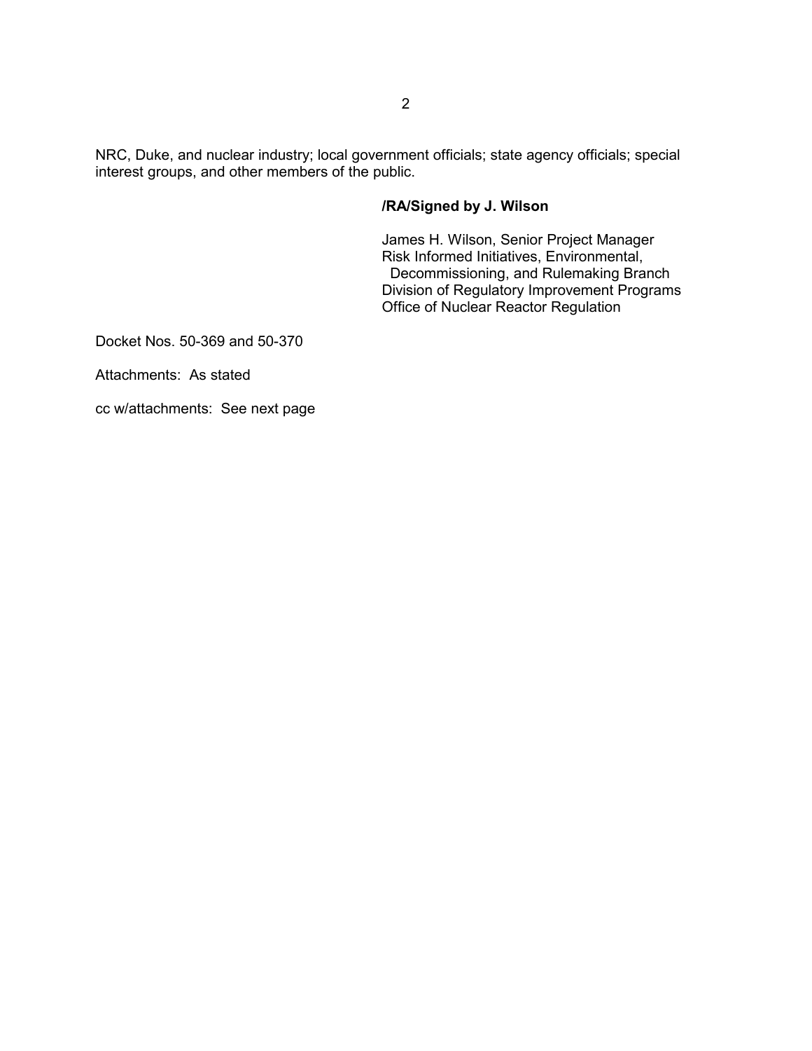NRC, Duke, and nuclear industry; local government officials; state agency officials; special interest groups, and other members of the public.

**/RA/Signed by J. Wilson**

James H. Wilson, Senior Project Manager
Risk Informed Initiatives, Environmental,
Decommissioning, and Rulemaking Branch
Division of Regulatory Improvement Programs
Office of Nuclear Reactor Regulation

Docket Nos. 50-369 and 50-370

Attachments: As stated

cc w/attachments: See next page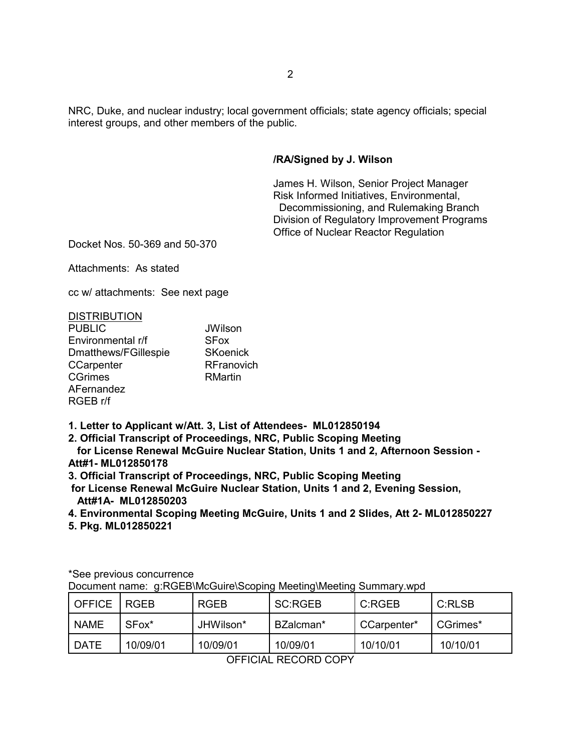NRC, Duke, and nuclear industry; local government officials; state agency officials; special interest groups, and other members of the public.

**/RA/Signed by J. Wilson**

James H. Wilson, Senior Project Manager
Risk Informed Initiatives, Environmental,
Decommissioning, and Rulemaking Branch
Division of Regulatory Improvement Programs
Office of Nuclear Reactor Regulation

Docket Nos. 50-369 and 50-370

Attachments: As stated

cc w/ attachments: See next page

DISTRIBUTION

| | |
|---|---|
| PUBLIC | JWilson |
| Environmental r/f | SFox |
| Dmatthews/FGillespie | SKoenick |
| CCarpenter | RFranovich |
| CGrimes | RMartin |
| AFernandez | |
| RGEB r/f | |

**1. Letter to Applicant w/Att. 3, List of Attendees- ML012850194**
**2. Official Transcript of Proceedings, NRC, Public Scoping Meeting for License Renewal McGuire Nuclear Station, Units 1 and 2, Afternoon Session - Att#1- ML012850178**
**3. Official Transcript of Proceedings, NRC, Public Scoping Meeting for License Renewal McGuire Nuclear Station, Units 1 and 2, Evening Session, Att#1A- ML012850203**
**4. Environmental Scoping Meeting McGuire, Units 1 and 2 Slides, Att 2- ML012850227**
**5. Pkg. ML012850221**

*See previous concurrence
Document name: g:RGEB\McGuire\Scoping Meeting\Meeting Summary.wpd

| OFFICE | RGEB | RGEB | SC:RGEB | C:RGEB | C:RLSB |
|---|---|---|---|---|---|
| NAME | SFox* | JHWilson* | BZalcman* | CCarpenter* | CGrimes* |
| DATE | 10/09/01 | 10/09/01 | 10/09/01 | 10/10/01 | 10/10/01 |

OFFICIAL RECORD COPY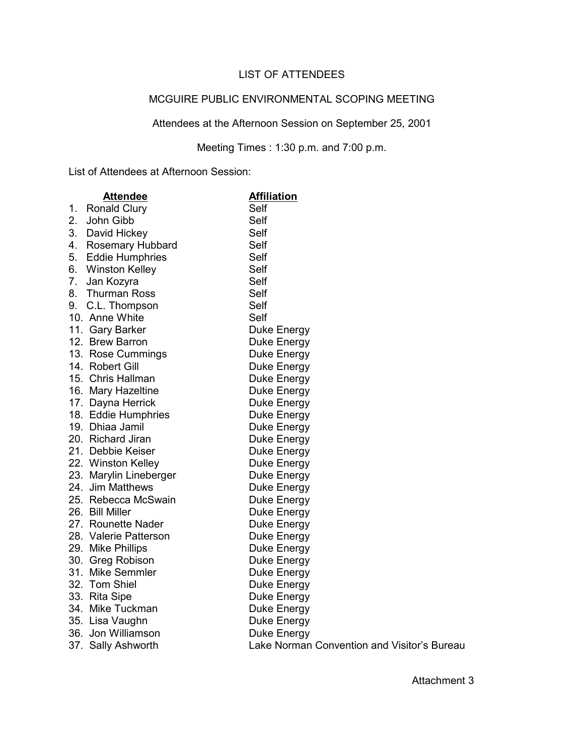# LIST OF ATTENDEES

## MCGUIRE PUBLIC ENVIRONMENTAL SCOPING MEETING

Attendees at the Afternoon Session on September 25, 2001

Meeting Times : 1:30 p.m. and 7:00 p.m.

List of Attendees at Afternoon Session:

| | **Attendee** | **Affiliation** |
|---|---|---|
| 1. | Ronald Clury | Self |
| 2. | John Gibb | Self |
| 3. | David Hickey | Self |
| 4. | Rosemary Hubbard | Self |
| 5. | Eddie Humphries | Self |
| 6. | Winston Kelley | Self |
| 7. | Jan Kozyra | Self |
| 8. | Thurman Ross | Self |
| 9. | C.L. Thompson | Self |
| 10. | Anne White | Self |
| 11. | Gary Barker | Duke Energy |
| 12. | Brew Barron | Duke Energy |
| 13. | Rose Cummings | Duke Energy |
| 14. | Robert Gill | Duke Energy |
| 15. | Chris Hallman | Duke Energy |
| 16. | Mary Hazeltine | Duke Energy |
| 17. | Dayna Herrick | Duke Energy |
| 18. | Eddie Humphries | Duke Energy |
| 19. | Dhiaa Jamil | Duke Energy |
| 20. | Richard Jiran | Duke Energy |
| 21. | Debbie Keiser | Duke Energy |
| 22. | Winston Kelley | Duke Energy |
| 23. | Marylin Lineberger | Duke Energy |
| 24. | Jim Matthews | Duke Energy |
| 25. | Rebecca McSwain | Duke Energy |
| 26. | Bill Miller | Duke Energy |
| 27. | Rounette Nader | Duke Energy |
| 28. | Valerie Patterson | Duke Energy |
| 29. | Mike Phillips | Duke Energy |
| 30. | Greg Robison | Duke Energy |
| 31. | Mike Semmler | Duke Energy |
| 32. | Tom Shiel | Duke Energy |
| 33. | Rita Sipe | Duke Energy |
| 34. | Mike Tuckman | Duke Energy |
| 35. | Lisa Vaughn | Duke Energy |
| 36. | Jon Williamson | Duke Energy |
| 37. | Sally Ashworth | Lake Norman Convention and Visitor's Bureau |

Attachment 3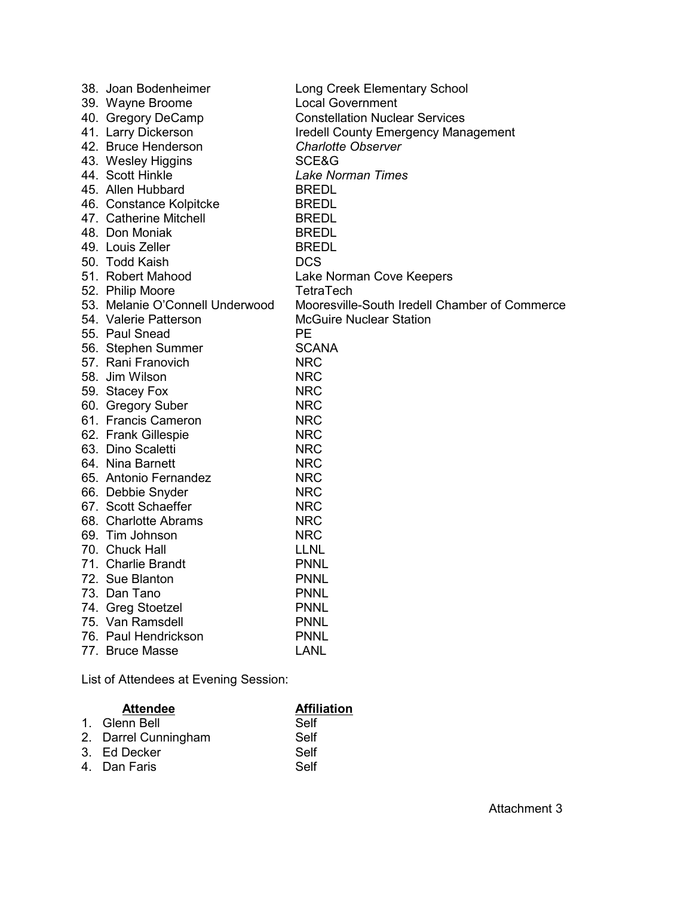| | |
|---|---|
| 38. Joan Bodenheimer | Long Creek Elementary School |
| 39. Wayne Broome | Local Government |
| 40. Gregory DeCamp | Constellation Nuclear Services |
| 41. Larry Dickerson | Iredell County Emergency Management |
| 42. Bruce Henderson | *Charlotte Observer* |
| 43. Wesley Higgins | SCE&G |
| 44. Scott Hinkle | *Lake Norman Times* |
| 45. Allen Hubbard | BREDL |
| 46. Constance Kolpitcke | BREDL |
| 47. Catherine Mitchell | BREDL |
| 48. Don Moniak | BREDL |
| 49. Louis Zeller | BREDL |
| 50. Todd Kaish | DCS |
| 51. Robert Mahood | Lake Norman Cove Keepers |
| 52. Philip Moore | TetraTech |
| 53. Melanie O'Connell Underwood | Mooresville-South Iredell Chamber of Commerce |
| 54. Valerie Patterson | McGuire Nuclear Station |
| 55. Paul Snead | PE |
| 56. Stephen Summer | SCANA |
| 57. Rani Franovich | NRC |
| 58. Jim Wilson | NRC |
| 59. Stacey Fox | NRC |
| 60. Gregory Suber | NRC |
| 61. Francis Cameron | NRC |
| 62. Frank Gillespie | NRC |
| 63. Dino Scaletti | NRC |
| 64. Nina Barnett | NRC |
| 65. Antonio Fernandez | NRC |
| 66. Debbie Snyder | NRC |
| 67. Scott Schaeffer | NRC |
| 68. Charlotte Abrams | NRC |
| 69. Tim Johnson | NRC |
| 70. Chuck Hall | LLNL |
| 71. Charlie Brandt | PNNL |
| 72. Sue Blanton | PNNL |
| 73. Dan Tano | PNNL |
| 74. Greg Stoetzel | PNNL |
| 75. Van Ramsdell | PNNL |
| 76. Paul Hendrickson | PNNL |
| 77. Bruce Masse | LANL |

List of Attendees at Evening Session:

| Attendee | Affiliation |
|---|---|
| 1. Glenn Bell | Self |
| 2. Darrel Cunningham | Self |
| 3. Ed Decker | Self |
| 4. Dan Faris | Self |

Attachment 3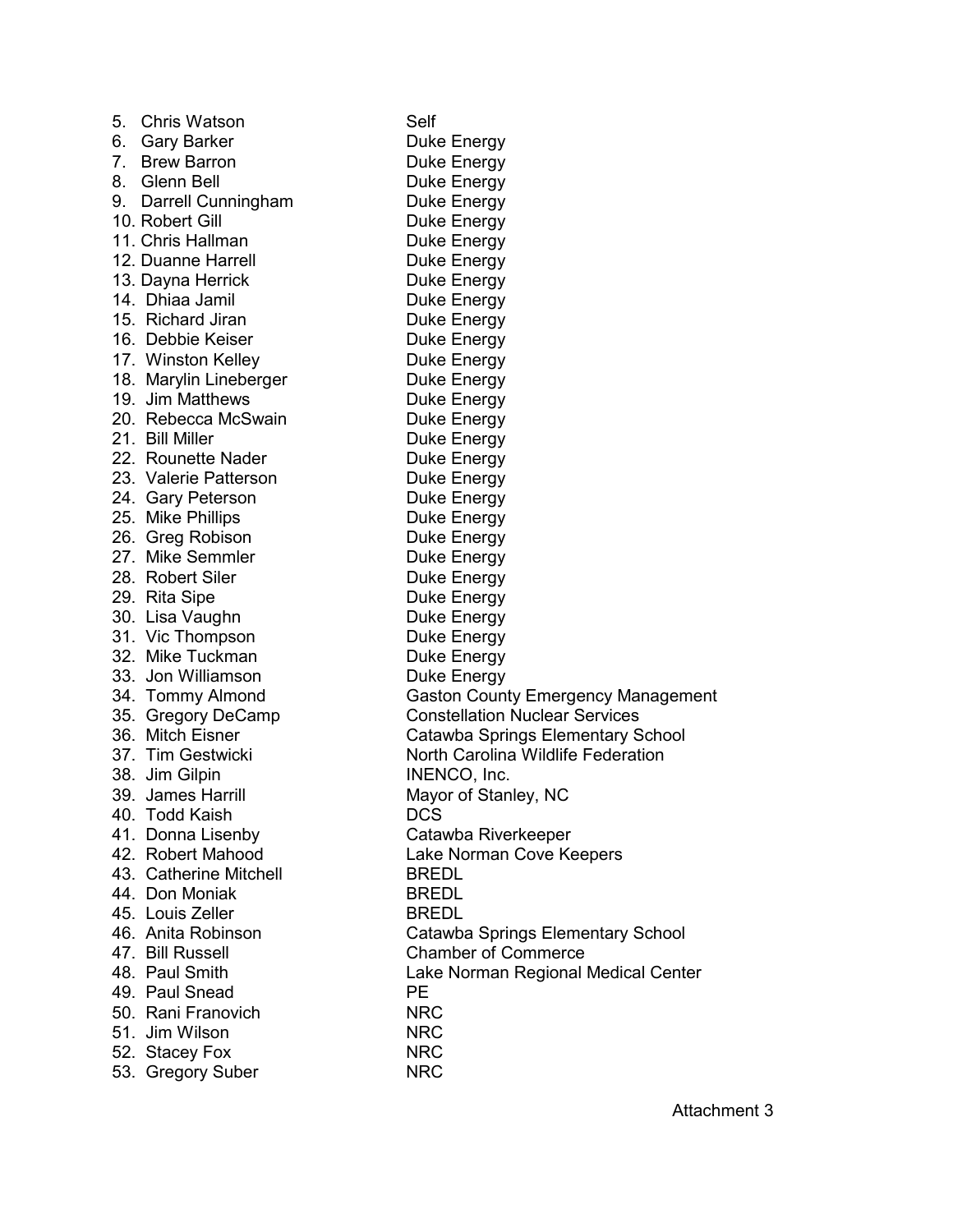5. Chris Watson — Self
6. Gary Barker — Duke Energy
7. Brew Barron — Duke Energy
8. Glenn Bell — Duke Energy
9. Darrell Cunningham — Duke Energy
10. Robert Gill — Duke Energy
11. Chris Hallman — Duke Energy
12. Duanne Harrell — Duke Energy
13. Dayna Herrick — Duke Energy
14. Dhiaa Jamil — Duke Energy
15. Richard Jiran — Duke Energy
16. Debbie Keiser — Duke Energy
17. Winston Kelley — Duke Energy
18. Marylin Lineberger — Duke Energy
19. Jim Matthews — Duke Energy
20. Rebecca McSwain — Duke Energy
21. Bill Miller — Duke Energy
22. Rounette Nader — Duke Energy
23. Valerie Patterson — Duke Energy
24. Gary Peterson — Duke Energy
25. Mike Phillips — Duke Energy
26. Greg Robison — Duke Energy
27. Mike Semmler — Duke Energy
28. Robert Siler — Duke Energy
29. Rita Sipe — Duke Energy
30. Lisa Vaughn — Duke Energy
31. Vic Thompson — Duke Energy
32. Mike Tuckman — Duke Energy
33. Jon Williamson — Duke Energy
34. Tommy Almond — Gaston County Emergency Management
35. Gregory DeCamp — Constellation Nuclear Services
36. Mitch Eisner — Catawba Springs Elementary School
37. Tim Gestwicki — North Carolina Wildlife Federation
38. Jim Gilpin — INENCO, Inc.
39. James Harrill — Mayor of Stanley, NC
40. Todd Kaish — DCS
41. Donna Lisenby — Catawba Riverkeeper
42. Robert Mahood — Lake Norman Cove Keepers
43. Catherine Mitchell — BREDL
44. Don Moniak — BREDL
45. Louis Zeller — BREDL
46. Anita Robinson — Catawba Springs Elementary School
47. Bill Russell — Chamber of Commerce
48. Paul Smith — Lake Norman Regional Medical Center
49. Paul Snead — PE
50. Rani Franovich — NRC
51. Jim Wilson — NRC
52. Stacey Fox — NRC
53. Gregory Suber — NRC

Attachment 3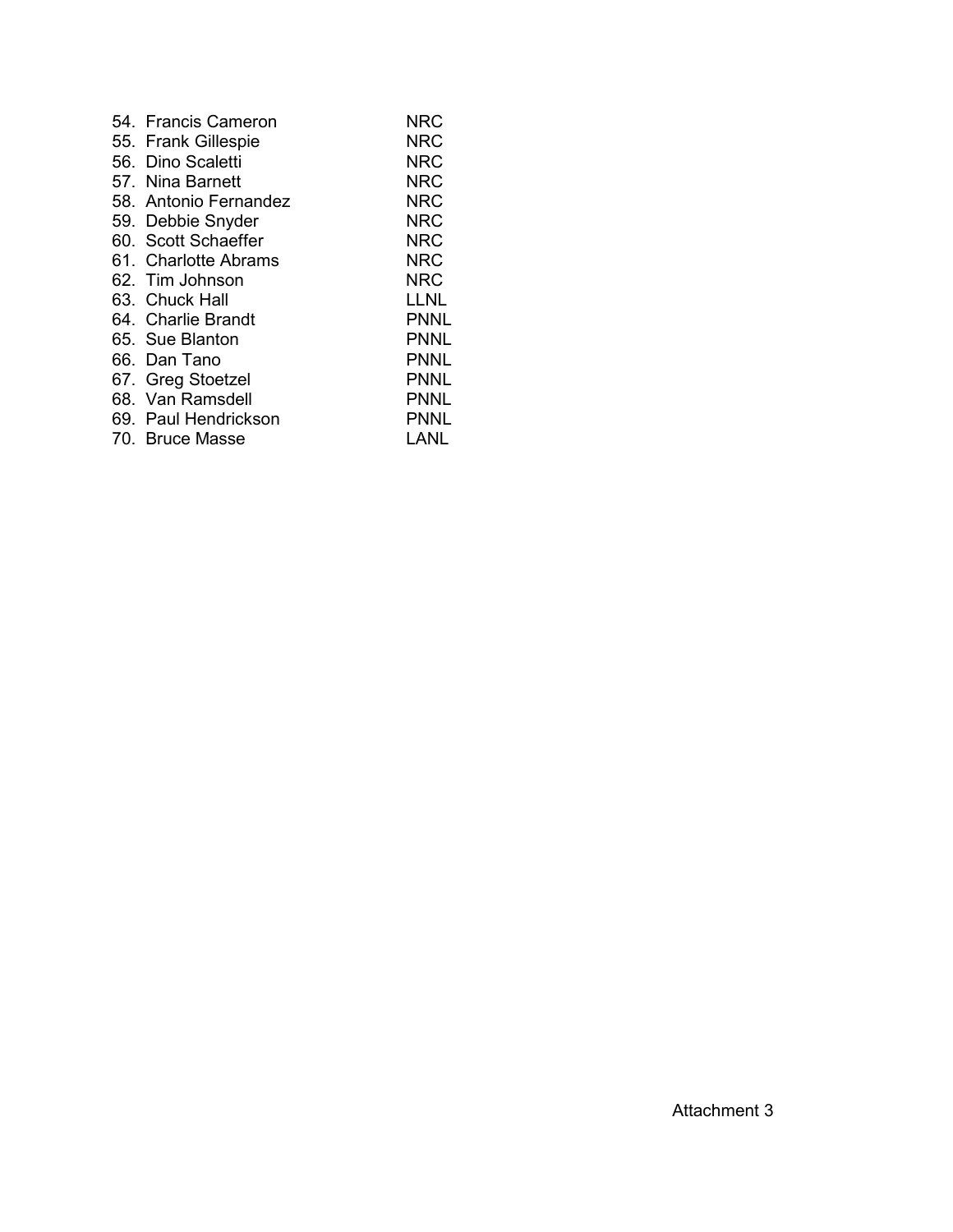| | | |
|---|---|---|
| 54. | Francis Cameron | NRC |
| 55. | Frank Gillespie | NRC |
| 56. | Dino Scaletti | NRC |
| 57. | Nina Barnett | NRC |
| 58. | Antonio Fernandez | NRC |
| 59. | Debbie Snyder | NRC |
| 60. | Scott Schaeffer | NRC |
| 61. | Charlotte Abrams | NRC |
| 62. | Tim Johnson | NRC |
| 63. | Chuck Hall | LLNL |
| 64. | Charlie Brandt | PNNL |
| 65. | Sue Blanton | PNNL |
| 66. | Dan Tano | PNNL |
| 67. | Greg Stoetzel | PNNL |
| 68. | Van Ramsdell | PNNL |
| 69. | Paul Hendrickson | PNNL |
| 70. | Bruce Masse | LANL |

Attachment 3